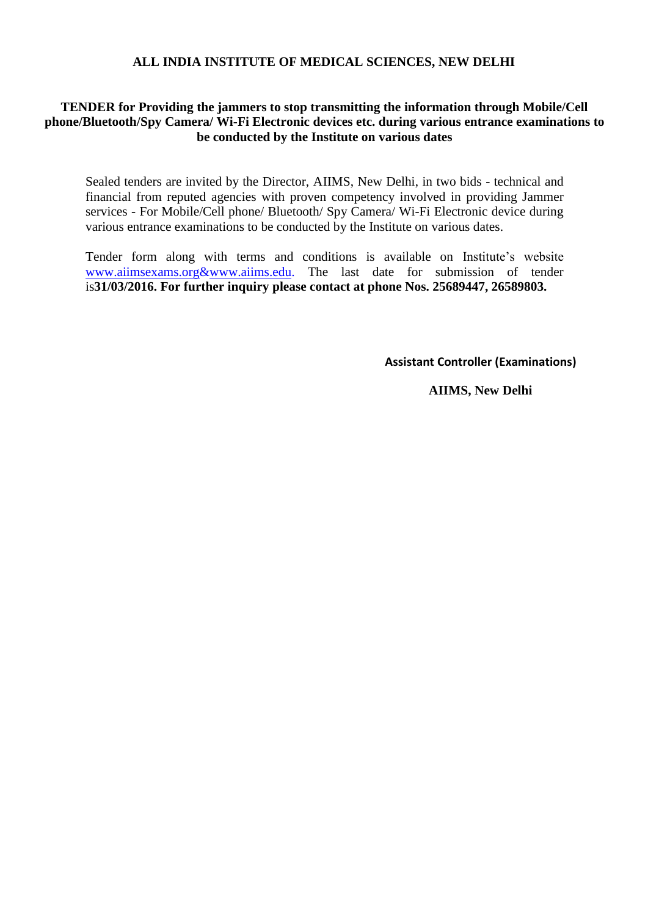# ALL INDIA INSTITUTE OF MEDICAL SCIENCES, NEW DELHI

## TENDER for Providing the jammers to stop transmitting the information through Mobile/Cell phone/Bluetooth/Spy Camera/ Wi-Fi Electronic devices etc. during various entrance examinations to be conducted by the Institute on various dates

Sealed tenders are invited by the Director, AIIMS, New Delhi, in two bids - technical and financial from reputed agencies with proven competency involved in providing Jammer services - For Mobile/Cell phone/ Bluetooth/ Spy Camera/ Wi-Fi Electronic device during various entrance examinations to be conducted by the Institute on various dates.

Tender form along with terms and conditions is available on Institute's website www.aiimsexams.org&www.aiims.edu. The last date for submission of tender is**31/03/2016. For further inquiry please contact at phone Nos. 25689447, 26589803.**

**Assistant Controller (Examinations)**

**AIIMS, New Delhi**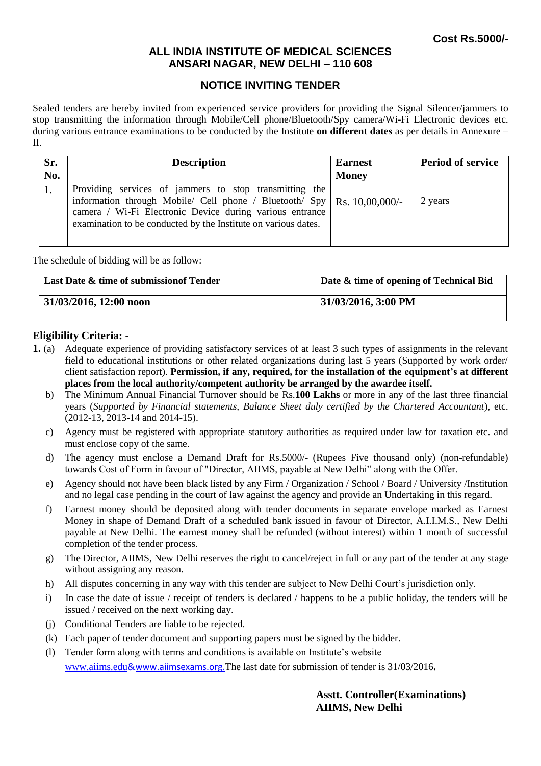**Cost Rs.5000/-**

# ALL INDIA INSTITUTE OF MEDICAL SCIENCES
## ANSARI NAGAR, NEW DELHI – 110 608

## NOTICE INVITING TENDER

Sealed tenders are hereby invited from experienced service providers for providing the Signal Silencer/jammers to stop transmitting the information through Mobile/Cell phone/Bluetooth/Spy camera/Wi-Fi Electronic devices etc. during various entrance examinations to be conducted by the Institute **on different dates** as per details in Annexure – II.

| Sr. No. | Description | Earnest Money | Period of service |
|---|---|---|---|
| 1. | Providing services of jammers to stop transmitting the information through Mobile/ Cell phone / Bluetooth/ Spy camera / Wi-Fi Electronic Device during various entrance examination to be conducted by the Institute on various dates. | Rs. 10,00,000/- | 2 years |

The schedule of bidding will be as follow:

| Last Date & time of submissionof Tender | Date & time of opening of Technical Bid |
|---|---|
| 31/03/2016, 12:00 noon | 31/03/2016, 3:00 PM |

## Eligibility Criteria: -

**1.** (a) Adequate experience of providing satisfactory services of at least 3 such types of assignments in the relevant field to educational institutions or other related organizations during last 5 years (Supported by work order/ client satisfaction report). **Permission, if any, required, for the installation of the equipment's at different places from the local authority/competent authority be arranged by the awardee itself.**

b) The Minimum Annual Financial Turnover should be Rs.**100 Lakhs** or more in any of the last three financial years (*Supported by Financial statements, Balance Sheet duly certified by the Chartered Accountant*), etc. (2012-13, 2013-14 and 2014-15).

c) Agency must be registered with appropriate statutory authorities as required under law for taxation etc. and must enclose copy of the same.

d) The agency must enclose a Demand Draft for Rs.5000/- (Rupees Five thousand only) (non-refundable) towards Cost of Form in favour of "Director, AIIMS, payable at New Delhi" along with the Offer.

e) Agency should not have been black listed by any Firm / Organization / School / Board / University /Institution and no legal case pending in the court of law against the agency and provide an Undertaking in this regard.

f) Earnest money should be deposited along with tender documents in separate envelope marked as Earnest Money in shape of Demand Draft of a scheduled bank issued in favour of Director, A.I.I.M.S., New Delhi payable at New Delhi. The earnest money shall be refunded (without interest) within 1 month of successful completion of the tender process.

g) The Director, AIIMS, New Delhi reserves the right to cancel/reject in full or any part of the tender at any stage without assigning any reason.

h) All disputes concerning in any way with this tender are subject to New Delhi Court's jurisdiction only.

i) In case the date of issue / receipt of tenders is declared / happens to be a public holiday, the tenders will be issued / received on the next working day.

(j) Conditional Tenders are liable to be rejected.

(k) Each paper of tender document and supporting papers must be signed by the bidder.

(l) Tender form along with terms and conditions is available on Institute's website www.aiims.edu&www.aiimsexams.org.The last date for submission of tender is 31/03/2016**.**

**Asstt. Controller(Examinations)**
**AIIMS, New Delhi**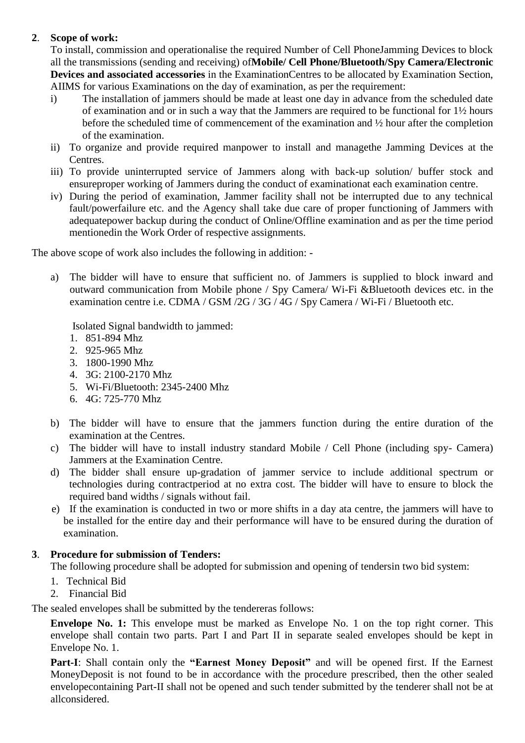**2**. **Scope of work:**

To install, commission and operationalise the required Number of Cell PhoneJamming Devices to block all the transmissions (sending and receiving) of**Mobile/ Cell Phone/Bluetooth/Spy Camera/Electronic Devices and associated accessories** in the ExaminationCentres to be allocated by Examination Section, AIIMS for various Examinations on the day of examination, as per the requirement:

i) The installation of jammers should be made at least one day in advance from the scheduled date of examination and or in such a way that the Jammers are required to be functional for 1½ hours before the scheduled time of commencement of the examination and ½ hour after the completion of the examination.

ii) To organize and provide required manpower to install and managethe Jamming Devices at the Centres.

iii) To provide uninterrupted service of Jammers along with back-up solution/ buffer stock and ensureproper working of Jammers during the conduct of examinationat each examination centre.

iv) During the period of examination, Jammer facility shall not be interrupted due to any technical fault/powerfailure etc. and the Agency shall take due care of proper functioning of Jammers with adequatepower backup during the conduct of Online/Offline examination and as per the time period mentionedin the Work Order of respective assignments.

The above scope of work also includes the following in addition: -

a) The bidder will have to ensure that sufficient no. of Jammers is supplied to block inward and outward communication from Mobile phone / Spy Camera/ Wi-Fi &Bluetooth devices etc. in the examination centre i.e. CDMA / GSM /2G / 3G / 4G / Spy Camera / Wi-Fi / Bluetooth etc.

 Isolated Signal bandwidth to jammed:

1. 851-894 Mhz
2. 925-965 Mhz
3. 1800-1990 Mhz
4. 3G: 2100-2170 Mhz
5. Wi-Fi/Bluetooth: 2345-2400 Mhz
6. 4G: 725-770 Mhz

b) The bidder will have to ensure that the jammers function during the entire duration of the examination at the Centres.

c) The bidder will have to install industry standard Mobile / Cell Phone (including spy- Camera) Jammers at the Examination Centre.

d) The bidder shall ensure up-gradation of jammer service to include additional spectrum or technologies during contractperiod at no extra cost. The bidder will have to ensure to block the required band widths / signals without fail.

e) If the examination is conducted in two or more shifts in a day ata centre, the jammers will have to be installed for the entire day and their performance will have to be ensured during the duration of examination.

**3**. **Procedure for submission of Tenders:**

The following procedure shall be adopted for submission and opening of tendersin two bid system:

1. Technical Bid
2. Financial Bid

The sealed envelopes shall be submitted by the tendereras follows:

**Envelope No. 1:** This envelope must be marked as Envelope No. 1 on the top right corner. This envelope shall contain two parts. Part I and Part II in separate sealed envelopes should be kept in Envelope No. 1.

**Part-I**: Shall contain only the **"Earnest Money Deposit"** and will be opened first. If the Earnest MoneyDeposit is not found to be in accordance with the procedure prescribed, then the other sealed envelopecontaining Part-II shall not be opened and such tender submitted by the tenderer shall not be at allconsidered.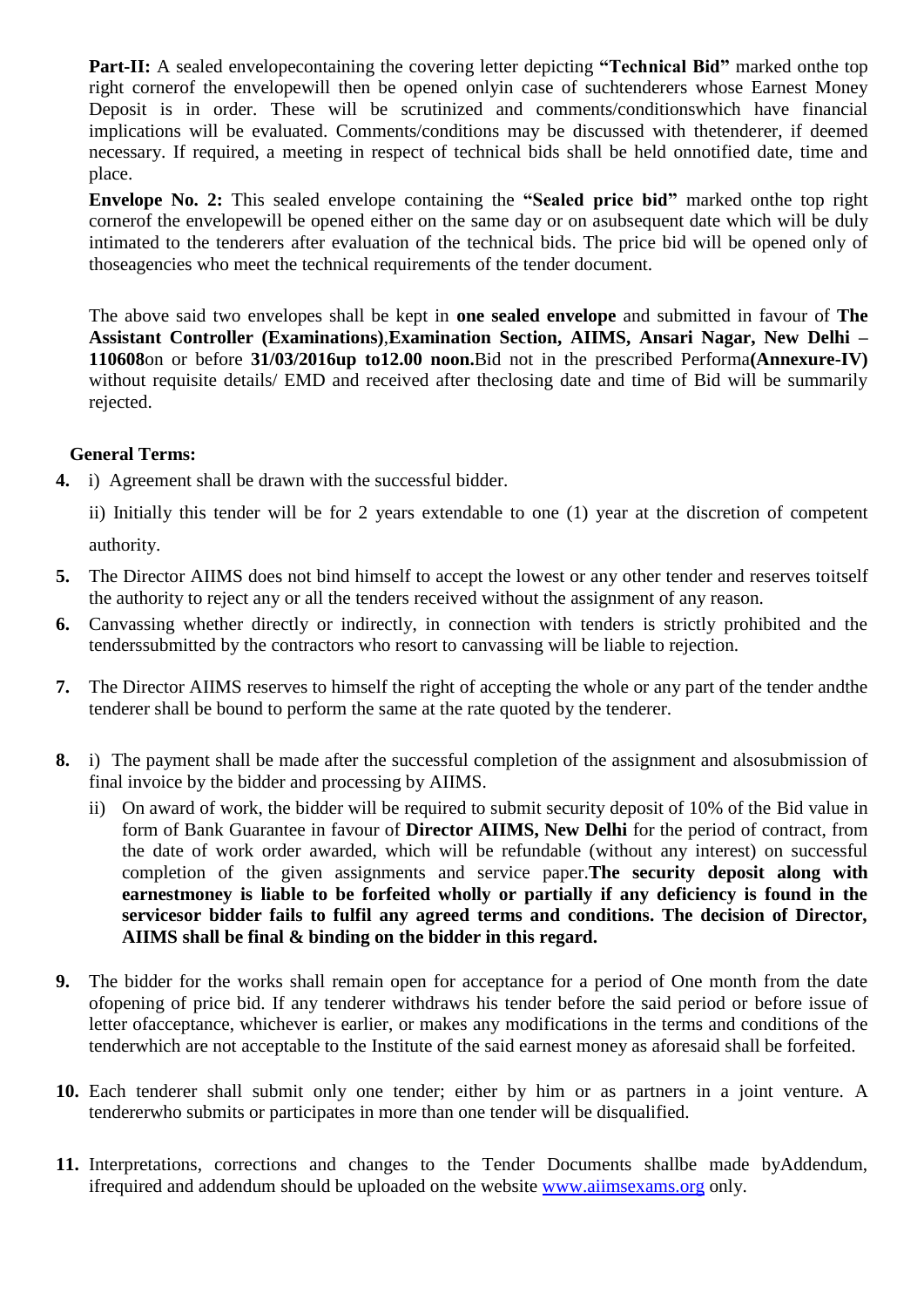**Part-II:** A sealed envelopecontaining the covering letter depicting **"Technical Bid"** marked onthe top right cornerof the envelopewill then be opened onlyin case of suchtenderers whose Earnest Money Deposit is in order. These will be scrutinized and comments/conditionswhich have financial implications will be evaluated. Comments/conditions may be discussed with thetenderer, if deemed necessary. If required, a meeting in respect of technical bids shall be held onnotified date, time and place.

**Envelope No. 2:** This sealed envelope containing the **"Sealed price bid"** marked onthe top right cornerof the envelopewill be opened either on the same day or on asubsequent date which will be duly intimated to the tenderers after evaluation of the technical bids. The price bid will be opened only of thoseagencies who meet the technical requirements of the tender document.

The above said two envelopes shall be kept in **one sealed envelope** and submitted in favour of **The Assistant Controller (Examinations)**,**Examination Section, AIIMS, Ansari Nagar, New Delhi – 110608**on or before **31/03/2016up to12.00 noon.**Bid not in the prescribed Performa**(Annexure-IV)** without requisite details/ EMD and received after theclosing date and time of Bid will be summarily rejected.

**General Terms:**

**4.** i) Agreement shall be drawn with the successful bidder.

ii) Initially this tender will be for 2 years extendable to one (1) year at the discretion of competent authority.

**5.** The Director AIIMS does not bind himself to accept the lowest or any other tender and reserves toitself the authority to reject any or all the tenders received without the assignment of any reason.

**6.** Canvassing whether directly or indirectly, in connection with tenders is strictly prohibited and the tenderssubmitted by the contractors who resort to canvassing will be liable to rejection.

**7.** The Director AIIMS reserves to himself the right of accepting the whole or any part of the tender andthe tenderer shall be bound to perform the same at the rate quoted by the tenderer.

**8.** i) The payment shall be made after the successful completion of the assignment and alsosubmission of final invoice by the bidder and processing by AIIMS.

ii) On award of work, the bidder will be required to submit security deposit of 10% of the Bid value in form of Bank Guarantee in favour of **Director AIIMS, New Delhi** for the period of contract, from the date of work order awarded, which will be refundable (without any interest) on successful completion of the given assignments and service paper.**The security deposit along with earnestmoney is liable to be forfeited wholly or partially if any deficiency is found in the servicesor bidder fails to fulfil any agreed terms and conditions. The decision of Director, AIIMS shall be final & binding on the bidder in this regard.**

**9.** The bidder for the works shall remain open for acceptance for a period of One month from the date ofopening of price bid. If any tenderer withdraws his tender before the said period or before issue of letter ofacceptance, whichever is earlier, or makes any modifications in the terms and conditions of the tenderwhich are not acceptable to the Institute of the said earnest money as aforesaid shall be forfeited.

**10.** Each tenderer shall submit only one tender; either by him or as partners in a joint venture. A tendererwho submits or participates in more than one tender will be disqualified.

**11.** Interpretations, corrections and changes to the Tender Documents shallbe made byAddendum, ifrequired and addendum should be uploaded on the website www.aiimsexams.org only.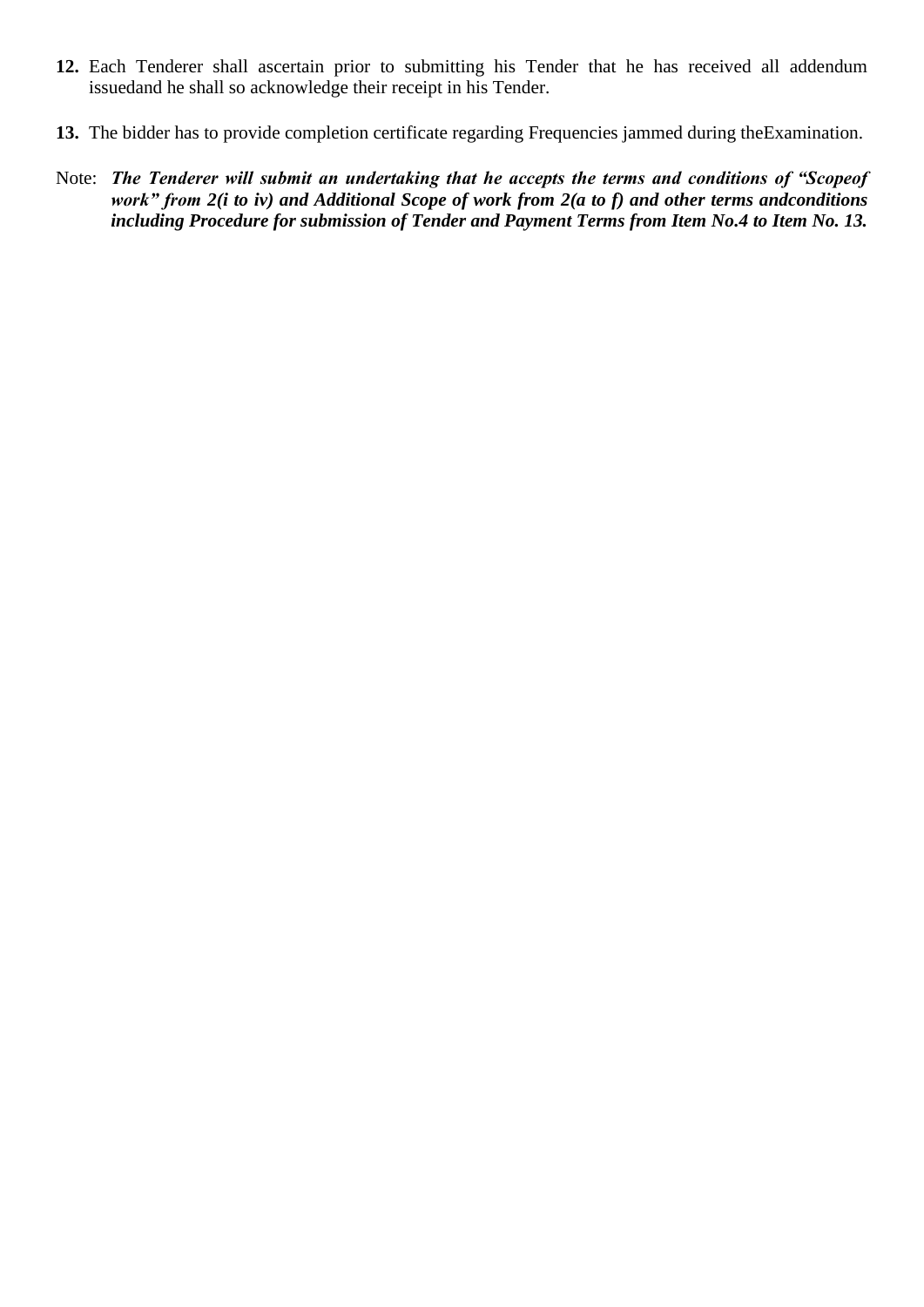**12.** Each Tenderer shall ascertain prior to submitting his Tender that he has received all addendum issuedand he shall so acknowledge their receipt in his Tender.

**13.** The bidder has to provide completion certificate regarding Frequencies jammed during theExamination.

Note: ***The Tenderer will submit an undertaking that he accepts the terms and conditions of "Scopeof work" from 2(i to iv) and Additional Scope of work from 2(a to f) and other terms andconditions including Procedure for submission of Tender and Payment Terms from Item No.4 to Item No. 13.***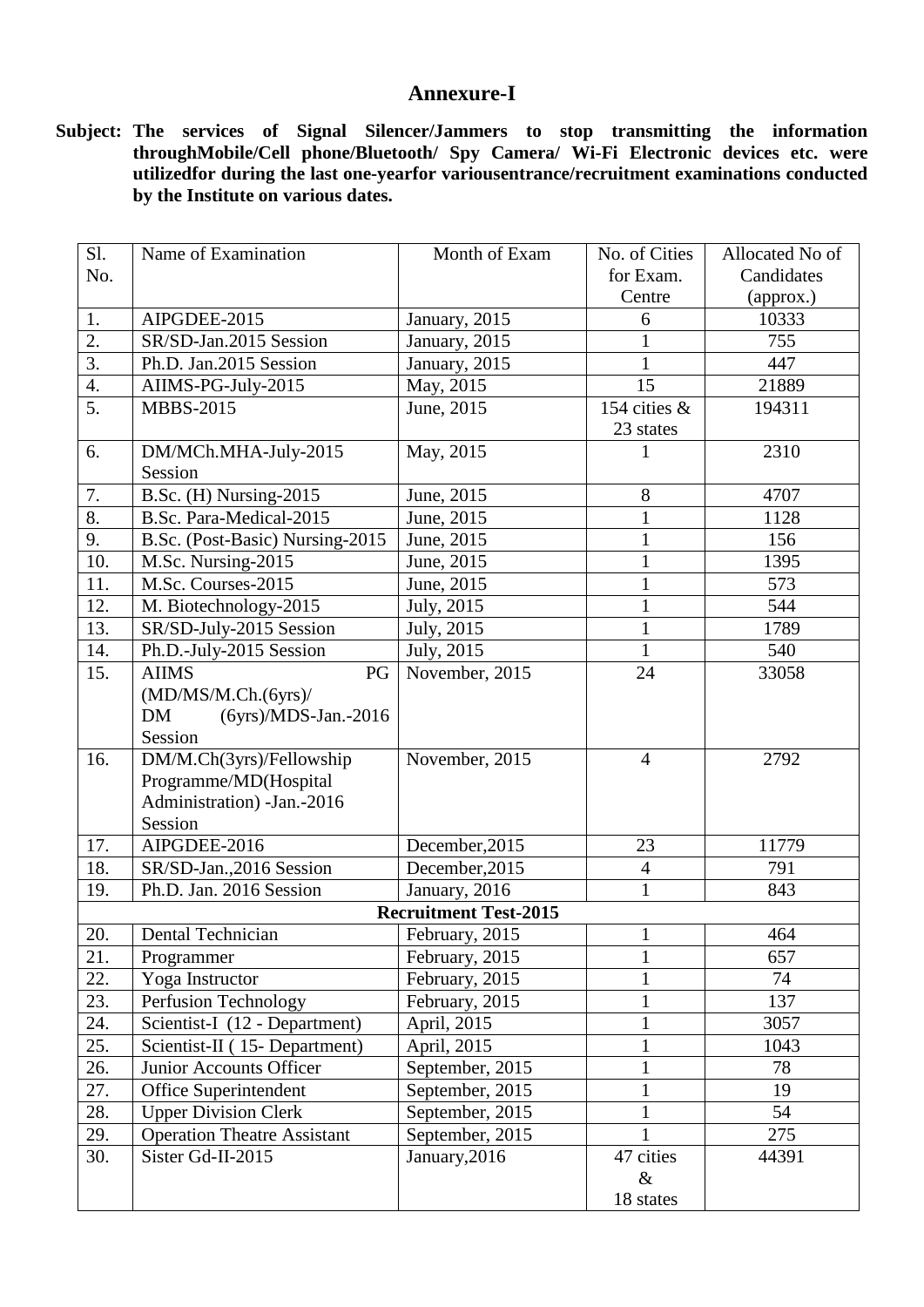# Annexure-I

**Subject: The services of Signal Silencer/Jammers to stop transmitting the information throughMobile/Cell phone/Bluetooth/ Spy Camera/ Wi-Fi Electronic devices etc. were utilizedfor during the last one-yearfor variousentrance/recruitment examinations conducted by the Institute on various dates.**

| Sl. No. | Name of Examination | Month of Exam | No. of Cities for Exam. Centre | Allocated No of Candidates (approx.) |
|---|---|---|---|---|
| 1. | AIPGDEE-2015 | January, 2015 | 6 | 10333 |
| 2. | SR/SD-Jan.2015 Session | January, 2015 | 1 | 755 |
| 3. | Ph.D. Jan.2015 Session | January, 2015 | 1 | 447 |
| 4. | AIIMS-PG-July-2015 | May, 2015 | 15 | 21889 |
| 5. | MBBS-2015 | June, 2015 | 154 cities & 23 states | 194311 |
| 6. | DM/MCh.MHA-July-2015 Session | May, 2015 | 1 | 2310 |
| 7. | B.Sc. (H) Nursing-2015 | June, 2015 | 8 | 4707 |
| 8. | B.Sc. Para-Medical-2015 | June, 2015 | 1 | 1128 |
| 9. | B.Sc. (Post-Basic) Nursing-2015 | June, 2015 | 1 | 156 |
| 10. | M.Sc. Nursing-2015 | June, 2015 | 1 | 1395 |
| 11. | M.Sc. Courses-2015 | June, 2015 | 1 | 573 |
| 12. | M. Biotechnology-2015 | July, 2015 | 1 | 544 |
| 13. | SR/SD-July-2015 Session | July, 2015 | 1 | 1789 |
| 14. | Ph.D.-July-2015 Session | July, 2015 | 1 | 540 |
| 15. | AIIMS PG (MD/MS/M.Ch.(6yrs)/ DM (6yrs)/MDS-Jan.-2016 Session | November, 2015 | 24 | 33058 |
| 16. | DM/M.Ch(3yrs)/Fellowship Programme/MD(Hospital Administration) -Jan.-2016 Session | November, 2015 | 4 | 2792 |
| 17. | AIPGDEE-2016 | December,2015 | 23 | 11779 |
| 18. | SR/SD-Jan.,2016 Session | December,2015 | 4 | 791 |
| 19. | Ph.D. Jan. 2016 Session | January, 2016 | 1 | 843 |
| | **Recruitment Test-2015** | | | |
| 20. | Dental Technician | February, 2015 | 1 | 464 |
| 21. | Programmer | February, 2015 | 1 | 657 |
| 22. | Yoga Instructor | February, 2015 | 1 | 74 |
| 23. | Perfusion Technology | February, 2015 | 1 | 137 |
| 24. | Scientist-I (12 - Department) | April, 2015 | 1 | 3057 |
| 25. | Scientist-II ( 15- Department) | April, 2015 | 1 | 1043 |
| 26. | Junior Accounts Officer | September, 2015 | 1 | 78 |
| 27. | Office Superintendent | September, 2015 | 1 | 19 |
| 28. | Upper Division Clerk | September, 2015 | 1 | 54 |
| 29. | Operation Theatre Assistant | September, 2015 | 1 | 275 |
| 30. | Sister Gd-II-2015 | January,2016 | 47 cities & 18 states | 44391 |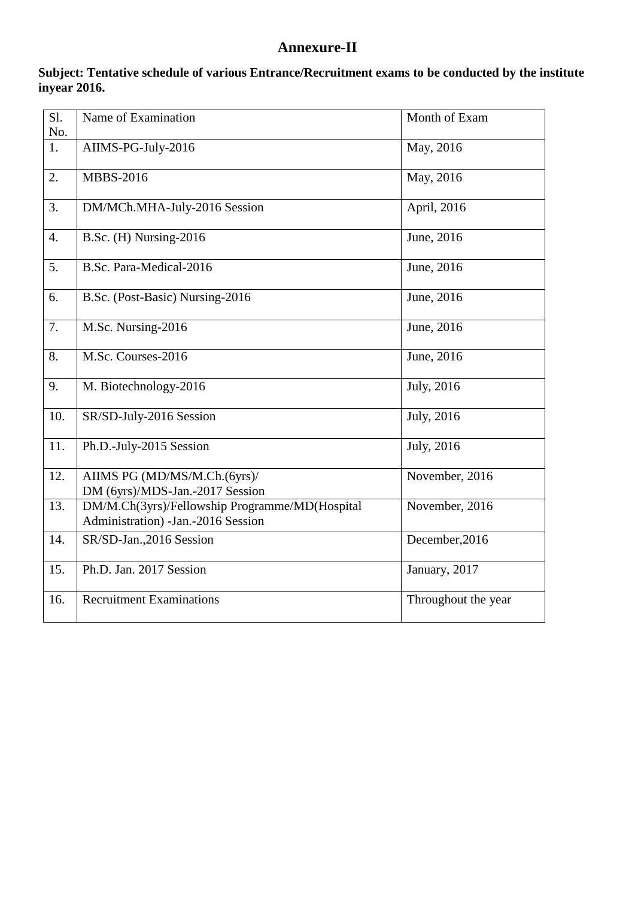# Annexure-II

**Subject: Tentative schedule of various Entrance/Recruitment exams to be conducted by the institute inyear 2016.**

| Sl. No. | Name of Examination | Month of Exam |
|---|---|---|
| 1. | AIIMS-PG-July-2016 | May, 2016 |
| 2. | MBBS-2016 | May, 2016 |
| 3. | DM/MCh.MHA-July-2016 Session | April, 2016 |
| 4. | B.Sc. (H) Nursing-2016 | June, 2016 |
| 5. | B.Sc. Para-Medical-2016 | June, 2016 |
| 6. | B.Sc. (Post-Basic) Nursing-2016 | June, 2016 |
| 7. | M.Sc. Nursing-2016 | June, 2016 |
| 8. | M.Sc. Courses-2016 | June, 2016 |
| 9. | M. Biotechnology-2016 | July, 2016 |
| 10. | SR/SD-July-2016 Session | July, 2016 |
| 11. | Ph.D.-July-2015 Session | July, 2016 |
| 12. | AIIMS PG (MD/MS/M.Ch.(6yrs)/ DM (6yrs)/MDS-Jan.-2017 Session | November, 2016 |
| 13. | DM/M.Ch(3yrs)/Fellowship Programme/MD(Hospital Administration) -Jan.-2016 Session | November, 2016 |
| 14. | SR/SD-Jan.,2016 Session | December,2016 |
| 15. | Ph.D. Jan. 2017 Session | January, 2017 |
| 16. | Recruitment Examinations | Throughout the year |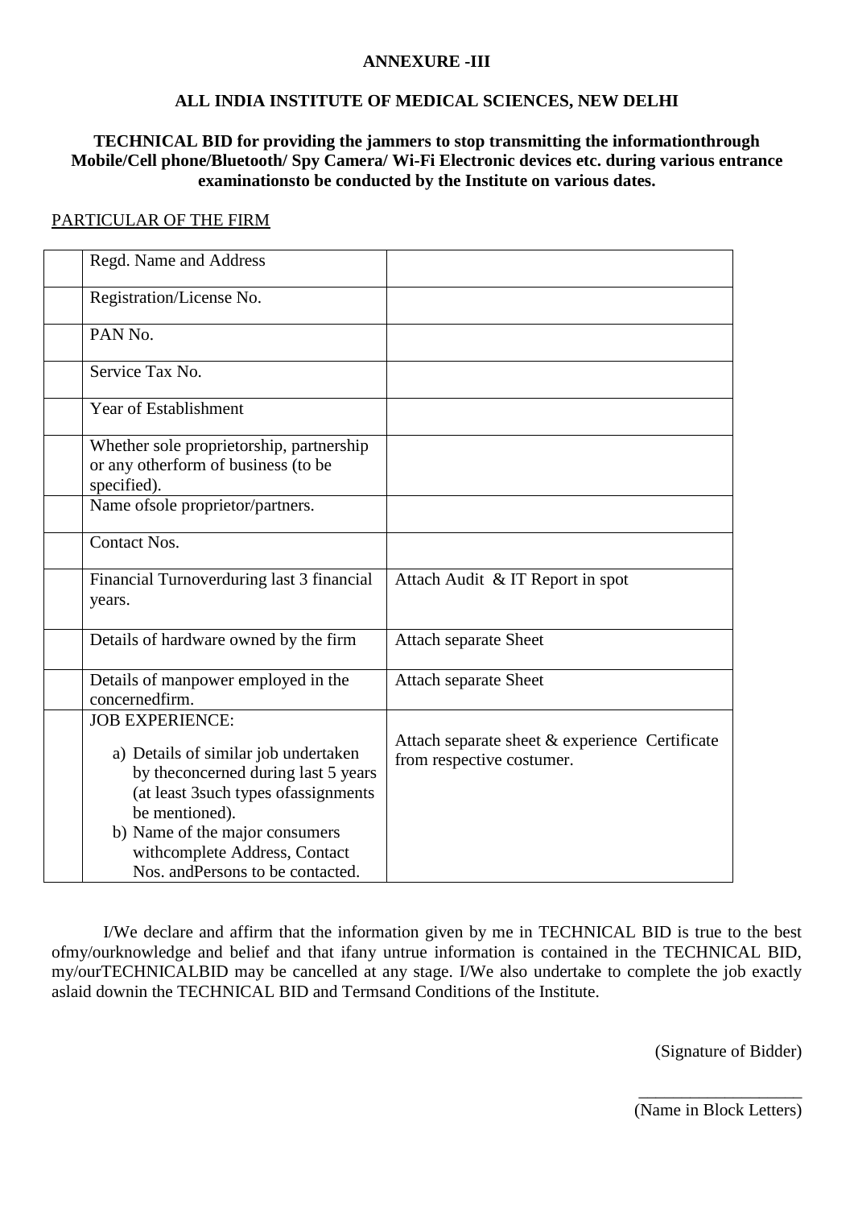**ANNEXURE -III**

**ALL INDIA INSTITUTE OF MEDICAL SCIENCES, NEW DELHI**

**TECHNICAL BID for providing the jammers to stop transmitting the informationthrough Mobile/Cell phone/Bluetooth/ Spy Camera/ Wi-Fi Electronic devices etc. during various entrance examinationsto be conducted by the Institute on various dates.**

PARTICULAR OF THE FIRM

| | | |
|---|---|---|
| | Regd. Name and Address | |
| | Registration/License No. | |
| | PAN No. | |
| | Service Tax No. | |
| | Year of Establishment | |
| | Whether sole proprietorship, partnership or any otherform of business (to be specified). | |
| | Name ofsole proprietor/partners. | |
| | Contact Nos. | |
| | Financial Turnoverduring last 3 financial years. | Attach Audit & IT Report in spot |
| | Details of hardware owned by the firm | Attach separate Sheet |
| | Details of manpower employed in the concernedfirm. | Attach separate Sheet |
| | JOB EXPERIENCE:<br>a) Details of similar job undertaken by theconcerned during last 5 years (at least 3such types ofassignments be mentioned).<br>b) Name of the major consumers withcomplete Address, Contact Nos. andPersons to be contacted. | Attach separate sheet & experience Certificate from respective costumer. |

I/We declare and affirm that the information given by me in TECHNICAL BID is true to the best ofmy/ourknowledge and belief and that ifany untrue information is contained in the TECHNICAL BID, my/ourTECHNICALBID may be cancelled at any stage. I/We also undertake to complete the job exactly aslaid downin the TECHNICAL BID and Termsand Conditions of the Institute.

(Signature of Bidder)

\_\_\_\_\_\_\_\_\_\_\_\_\_\_\_\_\_\_\_\_
(Name in Block Letters)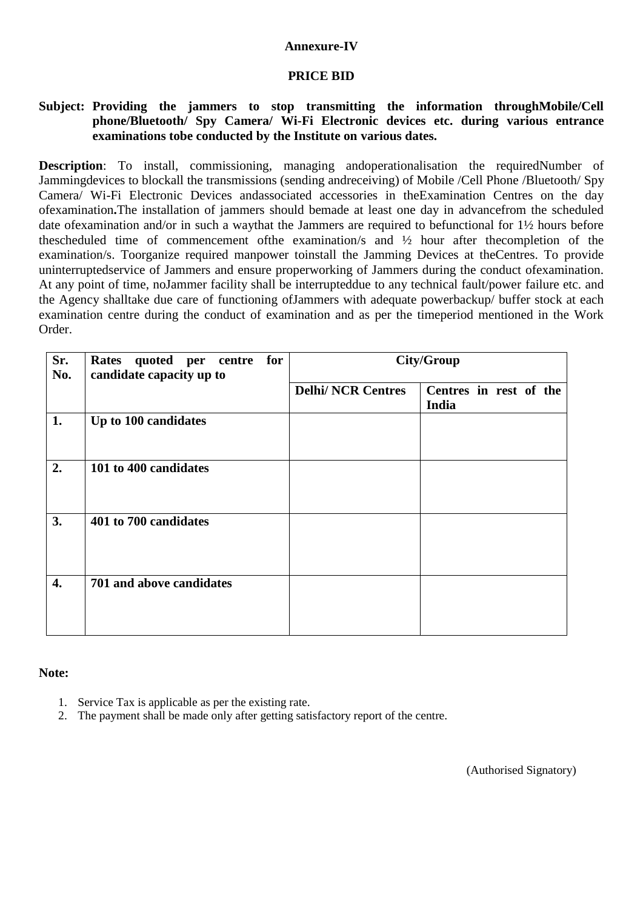**Annexure-IV**

**PRICE BID**

**Subject: Providing the jammers to stop transmitting the information throughMobile/Cell phone/Bluetooth/ Spy Camera/ Wi-Fi Electronic devices etc. during various entrance examinations tobe conducted by the Institute on various dates.**

**Description**: To install, commissioning, managing andoperationalisation the requiredNumber of Jammingdevices to blockall the transmissions (sending andreceiving) of Mobile /Cell Phone /Bluetooth/ Spy Camera/ Wi-Fi Electronic Devices andassociated accessories in theExamination Centres on the day ofexamination**.**The installation of jammers should bemade at least one day in advancefrom the scheduled date ofexamination and/or in such a waythat the Jammers are required to befunctional for 1½ hours before thescheduled time of commencement ofthe examination/s and ½ hour after thecompletion of the examination/s. Toorganize required manpower toinstall the Jamming Devices at theCentres. To provide uninterruptedservice of Jammers and ensure properworking of Jammers during the conduct ofexamination. At any point of time, noJammer facility shall be interrupteddue to any technical fault/power failure etc. and the Agency shalltake due care of functioning ofJammers with adequate powerbackup/ buffer stock at each examination centre during the conduct of examination and as per the timeperiod mentioned in the Work Order.

| **Sr. No.** | **Rates quoted per centre for candidate capacity up to** | **City/Group** | |
|---|---|---|---|
| | | **Delhi/ NCR Centres** | **Centres in rest of the India** |
| **1.** | **Up to 100 candidates** | | |
| **2.** | **101 to 400 candidates** | | |
| **3.** | **401 to 700 candidates** | | |
| **4.** | **701 and above candidates** | | |

**Note:**

1. Service Tax is applicable as per the existing rate.
2. The payment shall be made only after getting satisfactory report of the centre.

(Authorised Signatory)